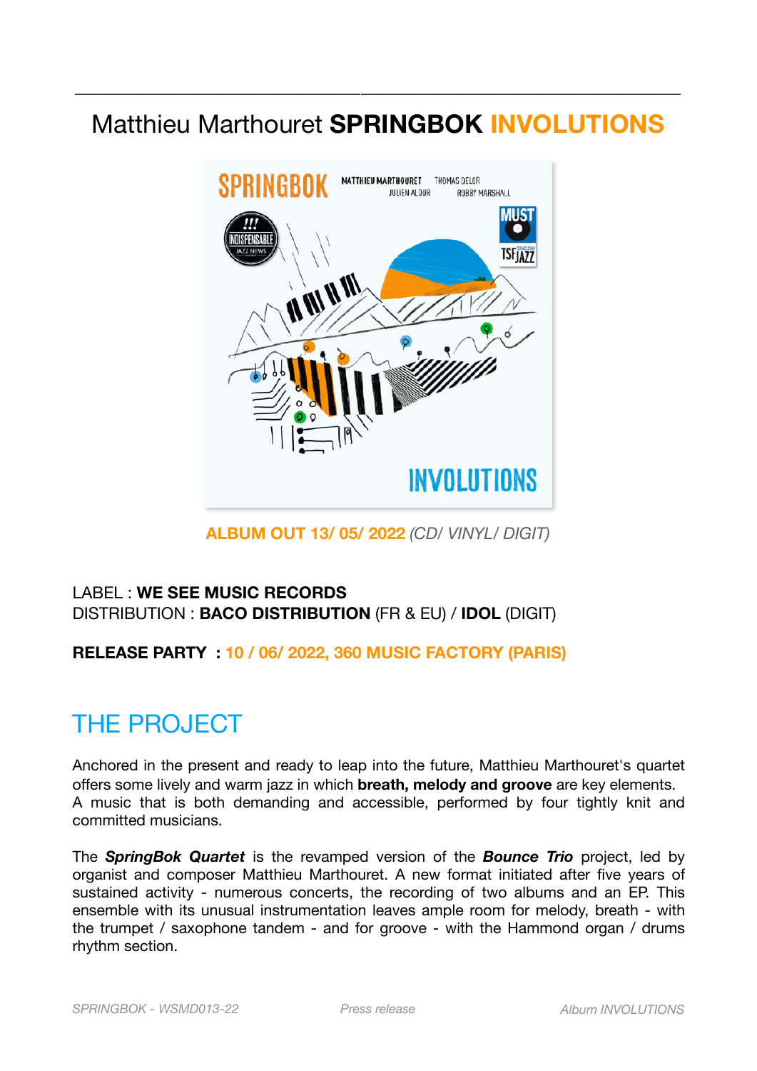# Matthieu Marthouret **SPRINGBOK INVOLUTIONS**

**ALBUM OUT 13/ 05/ 2022** *(CD/ VINYL/ DIGIT)*

LABEL : **WE SEE MUSIC RECORDS**
DISTRIBUTION : **BACO DISTRIBUTION** (FR & EU) / **IDOL** (DIGIT)

**RELEASE PARTY : 10 / 06/ 2022, 360 MUSIC FACTORY (PARIS)**

## THE PROJECT

Anchored in the present and ready to leap into the future, Matthieu Marthouret's quartet offers some lively and warm jazz in which **breath, melody and groove** are key elements.
A music that is both demanding and accessible, performed by four tightly knit and committed musicians.

The ***SpringBok Quartet*** is the revamped version of the ***Bounce Trio*** project, led by organist and composer Matthieu Marthouret. A new format initiated after five years of sustained activity - numerous concerts, the recording of two albums and an EP. This ensemble with its unusual instrumentation leaves ample room for melody, breath - with the trumpet / saxophone tandem - and for groove - with the Hammond organ / drums rhythm section.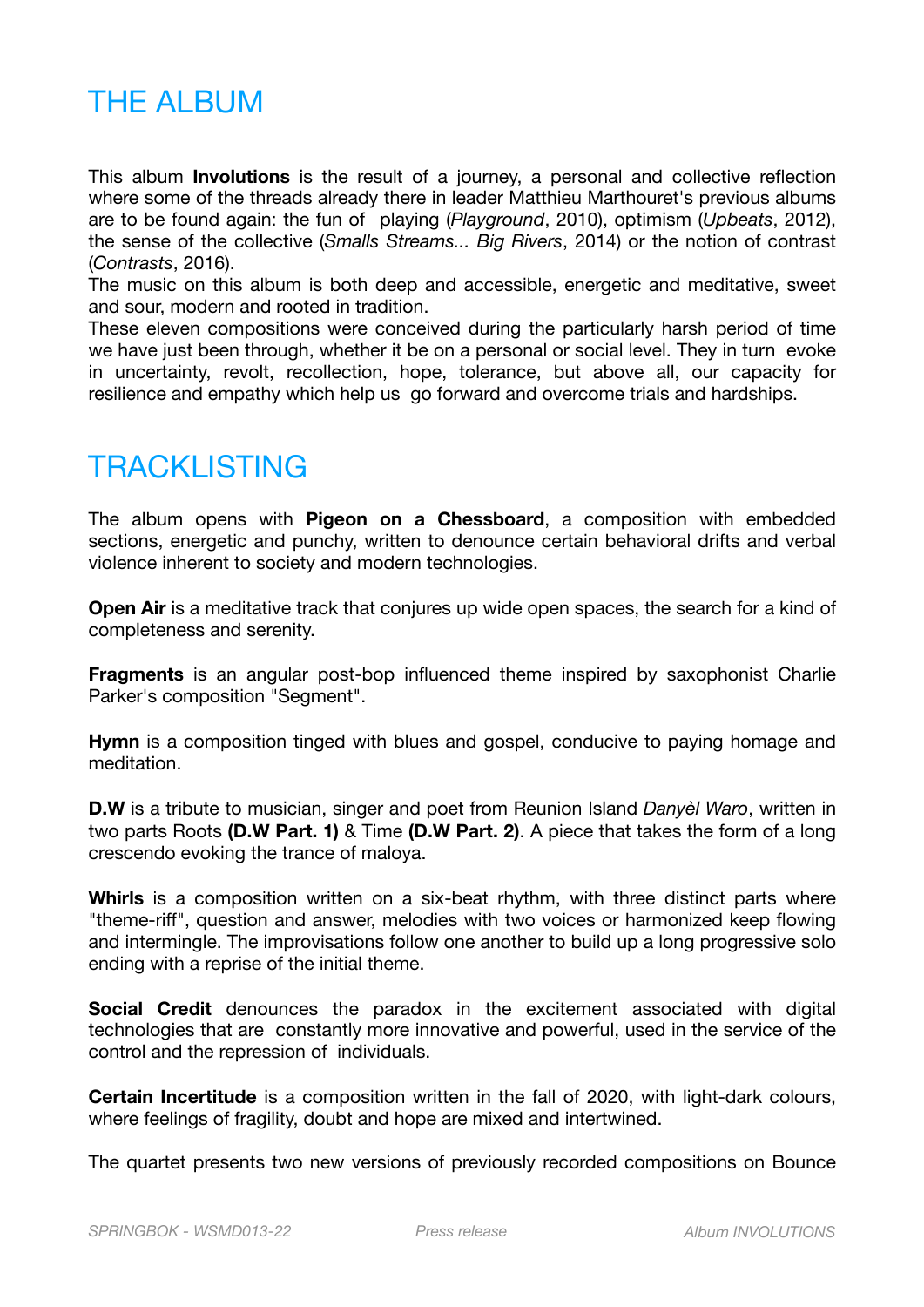# THE ALBUM

This album **Involutions** is the result of a journey, a personal and collective reflection where some of the threads already there in leader Matthieu Marthouret's previous albums are to be found again: the fun of playing (*Playground*, 2010), optimism (*Upbeats*, 2012), the sense of the collective (*Smalls Streams... Big Rivers*, 2014) or the notion of contrast (*Contrasts*, 2016).
The music on this album is both deep and accessible, energetic and meditative, sweet and sour, modern and rooted in tradition.
These eleven compositions were conceived during the particularly harsh period of time we have just been through, whether it be on a personal or social level. They in turn evoke in uncertainty, revolt, recollection, hope, tolerance, but above all, our capacity for resilience and empathy which help us go forward and overcome trials and hardships.

# TRACKLISTING

The album opens with **Pigeon on a Chessboard**, a composition with embedded sections, energetic and punchy, written to denounce certain behavioral drifts and verbal violence inherent to society and modern technologies.

**Open Air** is a meditative track that conjures up wide open spaces, the search for a kind of completeness and serenity.

**Fragments** is an angular post-bop influenced theme inspired by saxophonist Charlie Parker's composition "Segment".

**Hymn** is a composition tinged with blues and gospel, conducive to paying homage and meditation.

**D.W** is a tribute to musician, singer and poet from Reunion Island *Danyèl Waro*, written in two parts Roots **(D.W Part. 1)** & Time **(D.W Part. 2)**. A piece that takes the form of a long crescendo evoking the trance of maloya.

**Whirls** is a composition written on a six-beat rhythm, with three distinct parts where "theme-riff", question and answer, melodies with two voices or harmonized keep flowing and intermingle. The improvisations follow one another to build up a long progressive solo ending with a reprise of the initial theme.

**Social Credit** denounces the paradox in the excitement associated with digital technologies that are constantly more innovative and powerful, used in the service of the control and the repression of individuals.

**Certain Incertitude** is a composition written in the fall of 2020, with light-dark colours, where feelings of fragility, doubt and hope are mixed and intertwined.

The quartet presents two new versions of previously recorded compositions on Bounce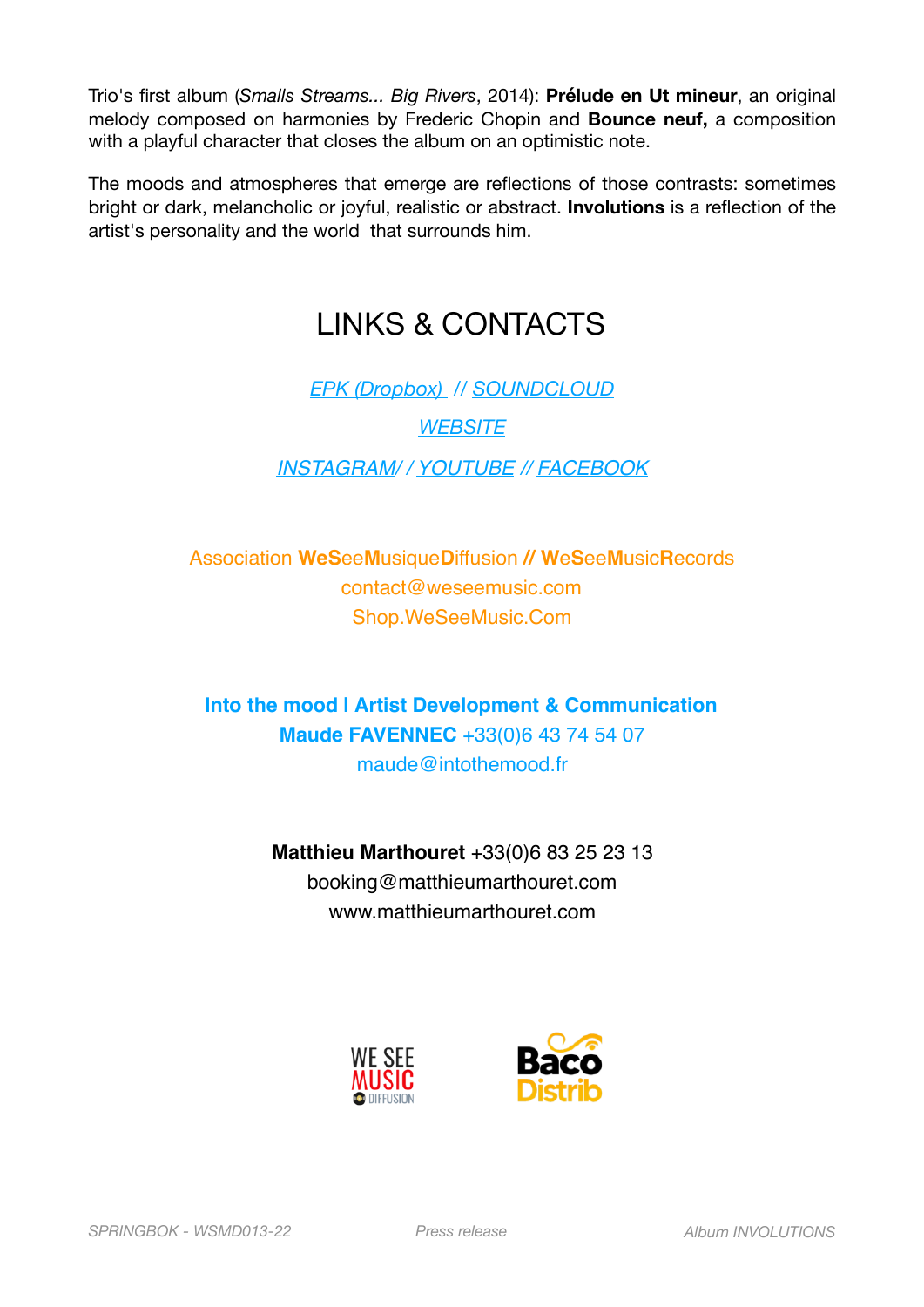Trio's first album (*Smalls Streams... Big Rivers*, 2014): **Prélude en Ut mineur**, an original melody composed on harmonies by Frederic Chopin and **Bounce neuf,** a composition with a playful character that closes the album on an optimistic note.

The moods and atmospheres that emerge are reflections of those contrasts: sometimes bright or dark, melancholic or joyful, realistic or abstract. **Involutions** is a reflection of the artist's personality and the world that surrounds him.

# LINKS & CONTACTS

*EPK (Dropbox)* // *SOUNDCLOUD*

*WEBSITE*

*INSTAGRAM* // *YOUTUBE* // *FACEBOOK*

Association **We**S**ee**M**usique**D**iffusion** // **We**S**ee**M**usic**R**ecords**
contact@weseemusic.com
Shop.WeSeeMusic.Com

**Into the mood | Artist Development & Communication**
**Maude FAVENNEC** +33(0)6 43 74 54 07
maude@intothemood.fr

**Matthieu Marthouret** +33(0)6 83 25 23 13
booking@matthieumarthouret.com
www.matthieumarthouret.com

WE SEE MUSIC DIFFUSION

Baco Distrib

SPRINGBOK - WSMD013-22 Press release Album INVOLUTIONS